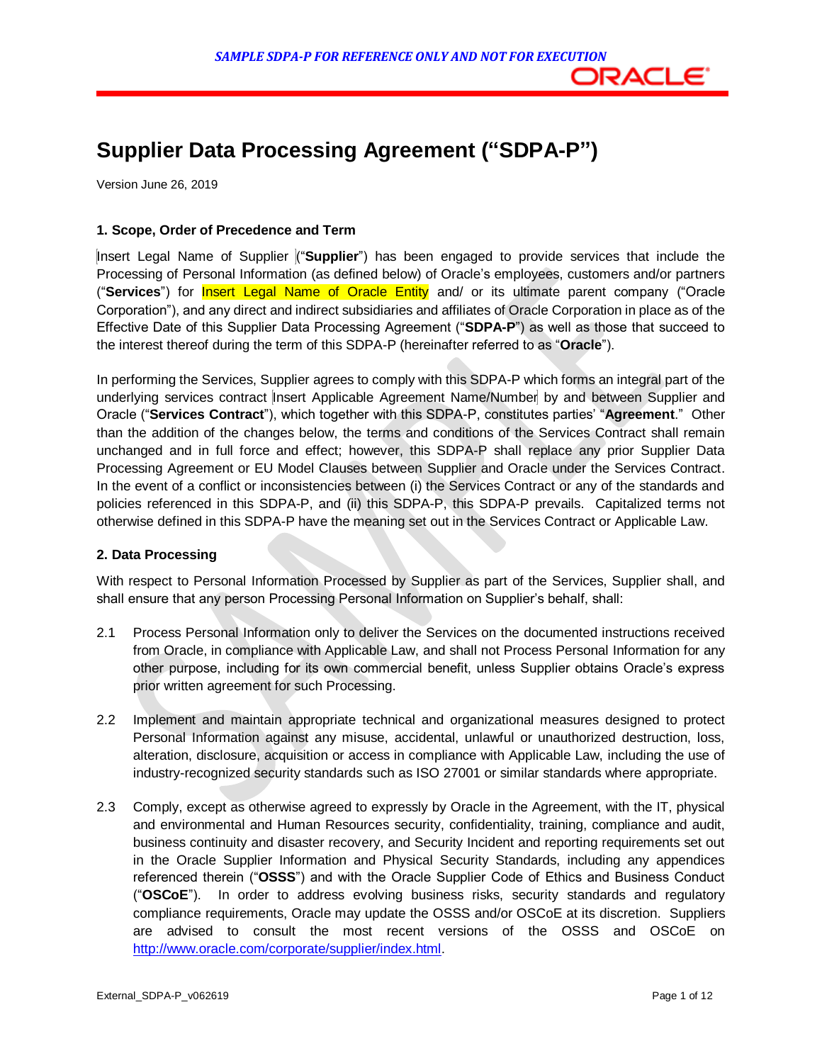*SAMPLE SDPA-P FOR REFERENCE ONLY AND NOT FOR EXECUTION*

# Supplier Data Processing Agreement ("SDPA-P")

Version June 26, 2019

### 1. Scope, Order of Precedence and Term

Insert Legal Name of Supplier ("**Supplier**") has been engaged to provide services that include the Processing of Personal Information (as defined below) of Oracle's employees, customers and/or partners ("**Services**") for Insert Legal Name of Oracle Entity and/ or its ultimate parent company ("Oracle Corporation"), and any direct and indirect subsidiaries and affiliates of Oracle Corporation in place as of the Effective Date of this Supplier Data Processing Agreement ("**SDPA-P**") as well as those that succeed to the interest thereof during the term of this SDPA-P (hereinafter referred to as "**Oracle**").

In performing the Services, Supplier agrees to comply with this SDPA-P which forms an integral part of the underlying services contract Insert Applicable Agreement Name/Number by and between Supplier and Oracle ("**Services Contract**"), which together with this SDPA-P, constitutes parties' "**Agreement**." Other than the addition of the changes below, the terms and conditions of the Services Contract shall remain unchanged and in full force and effect; however, this SDPA-P shall replace any prior Supplier Data Processing Agreement or EU Model Clauses between Supplier and Oracle under the Services Contract. In the event of a conflict or inconsistencies between (i) the Services Contract or any of the standards and policies referenced in this SDPA-P, and (ii) this SDPA-P, this SDPA-P prevails. Capitalized terms not otherwise defined in this SDPA-P have the meaning set out in the Services Contract or Applicable Law.

### 2. Data Processing

With respect to Personal Information Processed by Supplier as part of the Services, Supplier shall, and shall ensure that any person Processing Personal Information on Supplier's behalf, shall:

2.1 Process Personal Information only to deliver the Services on the documented instructions received from Oracle, in compliance with Applicable Law, and shall not Process Personal Information for any other purpose, including for its own commercial benefit, unless Supplier obtains Oracle's express prior written agreement for such Processing.

2.2 Implement and maintain appropriate technical and organizational measures designed to protect Personal Information against any misuse, accidental, unlawful or unauthorized destruction, loss, alteration, disclosure, acquisition or access in compliance with Applicable Law, including the use of industry-recognized security standards such as ISO 27001 or similar standards where appropriate.

2.3 Comply, except as otherwise agreed to expressly by Oracle in the Agreement, with the IT, physical and environmental and Human Resources security, confidentiality, training, compliance and audit, business continuity and disaster recovery, and Security Incident and reporting requirements set out in the Oracle Supplier Information and Physical Security Standards, including any appendices referenced therein ("**OSSS**") and with the Oracle Supplier Code of Ethics and Business Conduct ("**OSCoE**"). In order to address evolving business risks, security standards and regulatory compliance requirements, Oracle may update the OSSS and/or OSCoE at its discretion. Suppliers are advised to consult the most recent versions of the OSSS and OSCoE on http://www.oracle.com/corporate/supplier/index.html.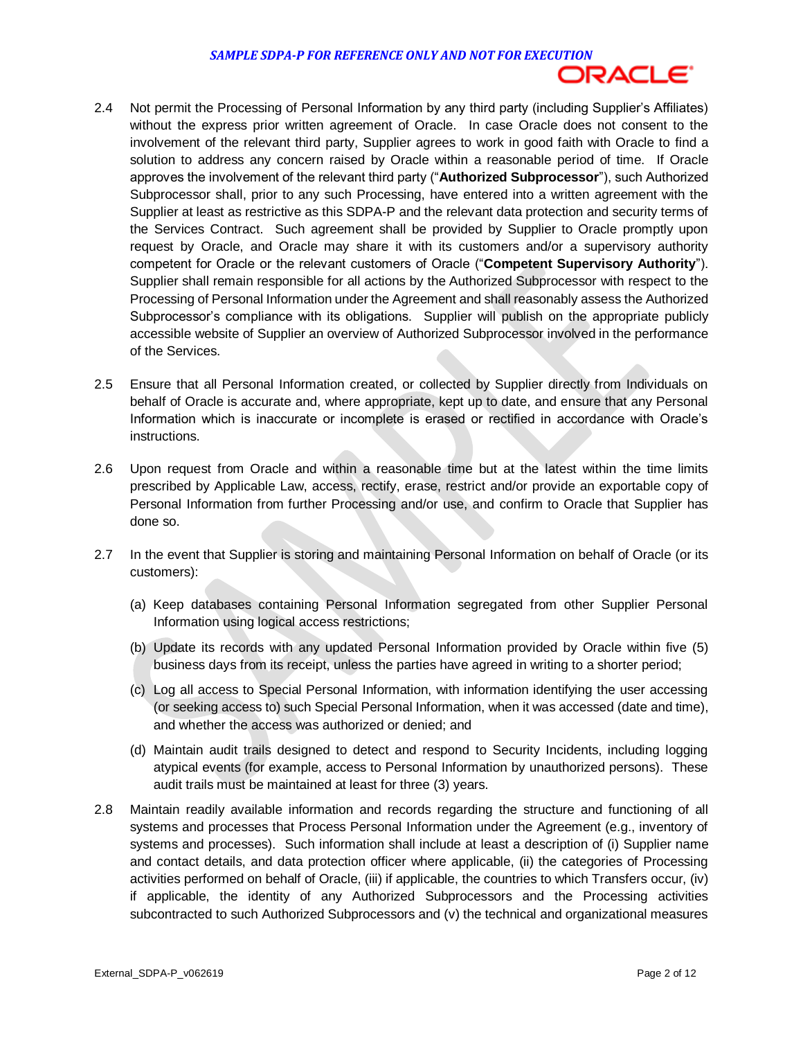2.4 Not permit the Processing of Personal Information by any third party (including Supplier's Affiliates) without the express prior written agreement of Oracle. In case Oracle does not consent to the involvement of the relevant third party, Supplier agrees to work in good faith with Oracle to find a solution to address any concern raised by Oracle within a reasonable period of time. If Oracle approves the involvement of the relevant third party ("**Authorized Subprocessor**"), such Authorized Subprocessor shall, prior to any such Processing, have entered into a written agreement with the Supplier at least as restrictive as this SDPA-P and the relevant data protection and security terms of the Services Contract. Such agreement shall be provided by Supplier to Oracle promptly upon request by Oracle, and Oracle may share it with its customers and/or a supervisory authority competent for Oracle or the relevant customers of Oracle ("**Competent Supervisory Authority**"). Supplier shall remain responsible for all actions by the Authorized Subprocessor with respect to the Processing of Personal Information under the Agreement and shall reasonably assess the Authorized Subprocessor's compliance with its obligations. Supplier will publish on the appropriate publicly accessible website of Supplier an overview of Authorized Subprocessor involved in the performance of the Services.

2.5 Ensure that all Personal Information created, or collected by Supplier directly from Individuals on behalf of Oracle is accurate and, where appropriate, kept up to date, and ensure that any Personal Information which is inaccurate or incomplete is erased or rectified in accordance with Oracle's instructions.

2.6 Upon request from Oracle and within a reasonable time but at the latest within the time limits prescribed by Applicable Law, access, rectify, erase, restrict and/or provide an exportable copy of Personal Information from further Processing and/or use, and confirm to Oracle that Supplier has done so.

2.7 In the event that Supplier is storing and maintaining Personal Information on behalf of Oracle (or its customers):

(a) Keep databases containing Personal Information segregated from other Supplier Personal Information using logical access restrictions;

(b) Update its records with any updated Personal Information provided by Oracle within five (5) business days from its receipt, unless the parties have agreed in writing to a shorter period;

(c) Log all access to Special Personal Information, with information identifying the user accessing (or seeking access to) such Special Personal Information, when it was accessed (date and time), and whether the access was authorized or denied; and

(d) Maintain audit trails designed to detect and respond to Security Incidents, including logging atypical events (for example, access to Personal Information by unauthorized persons). These audit trails must be maintained at least for three (3) years.

2.8 Maintain readily available information and records regarding the structure and functioning of all systems and processes that Process Personal Information under the Agreement (e.g., inventory of systems and processes). Such information shall include at least a description of (i) Supplier name and contact details, and data protection officer where applicable, (ii) the categories of Processing activities performed on behalf of Oracle, (iii) if applicable, the countries to which Transfers occur, (iv) if applicable, the identity of any Authorized Subprocessors and the Processing activities subcontracted to such Authorized Subprocessors and (v) the technical and organizational measures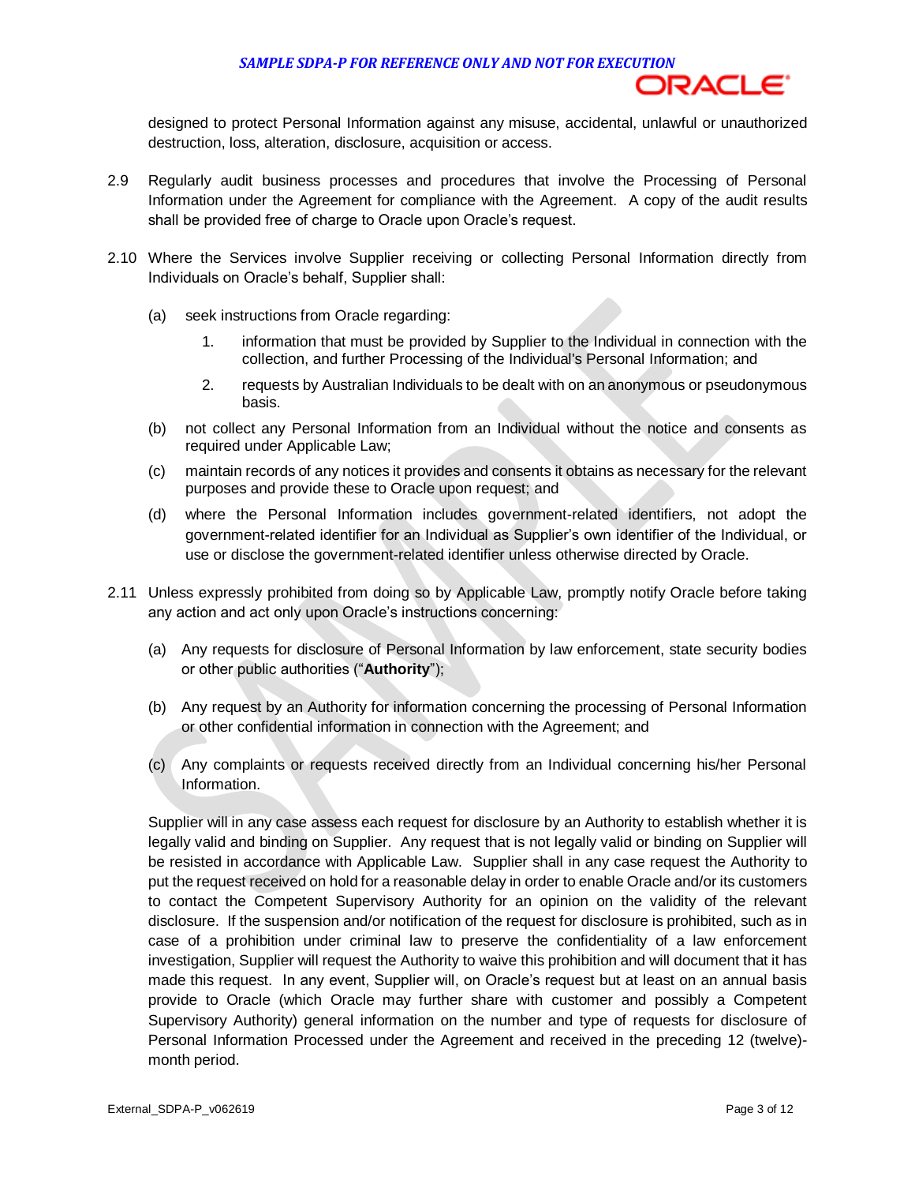designed to protect Personal Information against any misuse, accidental, unlawful or unauthorized destruction, loss, alteration, disclosure, acquisition or access.

2.9 Regularly audit business processes and procedures that involve the Processing of Personal Information under the Agreement for compliance with the Agreement. A copy of the audit results shall be provided free of charge to Oracle upon Oracle's request.

2.10 Where the Services involve Supplier receiving or collecting Personal Information directly from Individuals on Oracle's behalf, Supplier shall:

(a) seek instructions from Oracle regarding:

1. information that must be provided by Supplier to the Individual in connection with the collection, and further Processing of the Individual's Personal Information; and

2. requests by Australian Individuals to be dealt with on an anonymous or pseudonymous basis.

(b) not collect any Personal Information from an Individual without the notice and consents as required under Applicable Law;

(c) maintain records of any notices it provides and consents it obtains as necessary for the relevant purposes and provide these to Oracle upon request; and

(d) where the Personal Information includes government-related identifiers, not adopt the government-related identifier for an Individual as Supplier's own identifier of the Individual, or use or disclose the government-related identifier unless otherwise directed by Oracle.

2.11 Unless expressly prohibited from doing so by Applicable Law, promptly notify Oracle before taking any action and act only upon Oracle's instructions concerning:

(a) Any requests for disclosure of Personal Information by law enforcement, state security bodies or other public authorities ("**Authority**");

(b) Any request by an Authority for information concerning the processing of Personal Information or other confidential information in connection with the Agreement; and

(c) Any complaints or requests received directly from an Individual concerning his/her Personal Information.

Supplier will in any case assess each request for disclosure by an Authority to establish whether it is legally valid and binding on Supplier. Any request that is not legally valid or binding on Supplier will be resisted in accordance with Applicable Law. Supplier shall in any case request the Authority to put the request received on hold for a reasonable delay in order to enable Oracle and/or its customers to contact the Competent Supervisory Authority for an opinion on the validity of the relevant disclosure. If the suspension and/or notification of the request for disclosure is prohibited, such as in case of a prohibition under criminal law to preserve the confidentiality of a law enforcement investigation, Supplier will request the Authority to waive this prohibition and will document that it has made this request. In any event, Supplier will, on Oracle's request but at least on an annual basis provide to Oracle (which Oracle may further share with customer and possibly a Competent Supervisory Authority) general information on the number and type of requests for disclosure of Personal Information Processed under the Agreement and received in the preceding 12 (twelve)-month period.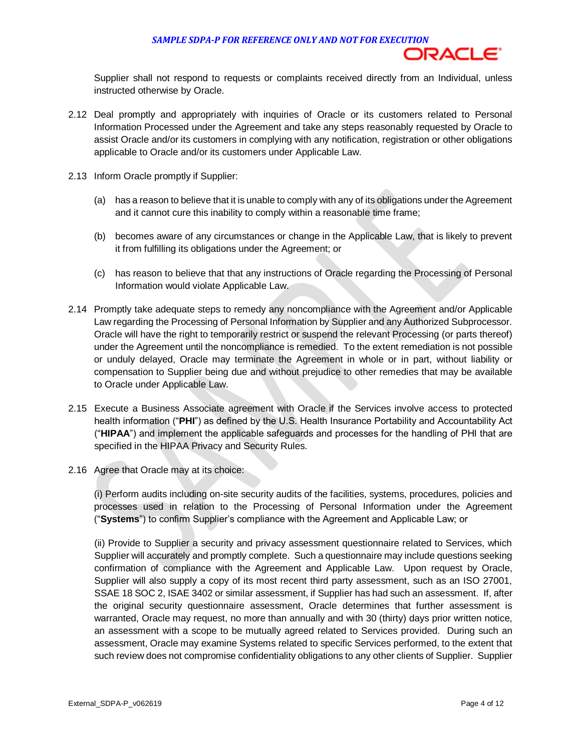Supplier shall not respond to requests or complaints received directly from an Individual, unless instructed otherwise by Oracle.

2.12 Deal promptly and appropriately with inquiries of Oracle or its customers related to Personal Information Processed under the Agreement and take any steps reasonably requested by Oracle to assist Oracle and/or its customers in complying with any notification, registration or other obligations applicable to Oracle and/or its customers under Applicable Law.

2.13 Inform Oracle promptly if Supplier:

(a) has a reason to believe that it is unable to comply with any of its obligations under the Agreement and it cannot cure this inability to comply within a reasonable time frame;

(b) becomes aware of any circumstances or change in the Applicable Law, that is likely to prevent it from fulfilling its obligations under the Agreement; or

(c) has reason to believe that that any instructions of Oracle regarding the Processing of Personal Information would violate Applicable Law.

2.14 Promptly take adequate steps to remedy any noncompliance with the Agreement and/or Applicable Law regarding the Processing of Personal Information by Supplier and any Authorized Subprocessor. Oracle will have the right to temporarily restrict or suspend the relevant Processing (or parts thereof) under the Agreement until the noncompliance is remedied. To the extent remediation is not possible or unduly delayed, Oracle may terminate the Agreement in whole or in part, without liability or compensation to Supplier being due and without prejudice to other remedies that may be available to Oracle under Applicable Law.

2.15 Execute a Business Associate agreement with Oracle if the Services involve access to protected health information ("**PHI**") as defined by the U.S. Health Insurance Portability and Accountability Act ("**HIPAA**") and implement the applicable safeguards and processes for the handling of PHI that are specified in the HIPAA Privacy and Security Rules.

2.16 Agree that Oracle may at its choice:

(i) Perform audits including on-site security audits of the facilities, systems, procedures, policies and processes used in relation to the Processing of Personal Information under the Agreement ("**Systems**") to confirm Supplier's compliance with the Agreement and Applicable Law; or

(ii) Provide to Supplier a security and privacy assessment questionnaire related to Services, which Supplier will accurately and promptly complete. Such a questionnaire may include questions seeking confirmation of compliance with the Agreement and Applicable Law. Upon request by Oracle, Supplier will also supply a copy of its most recent third party assessment, such as an ISO 27001, SSAE 18 SOC 2, ISAE 3402 or similar assessment, if Supplier has had such an assessment. If, after the original security questionnaire assessment, Oracle determines that further assessment is warranted, Oracle may request, no more than annually and with 30 (thirty) days prior written notice, an assessment with a scope to be mutually agreed related to Services provided. During such an assessment, Oracle may examine Systems related to specific Services performed, to the extent that such review does not compromise confidentiality obligations to any other clients of Supplier. Supplier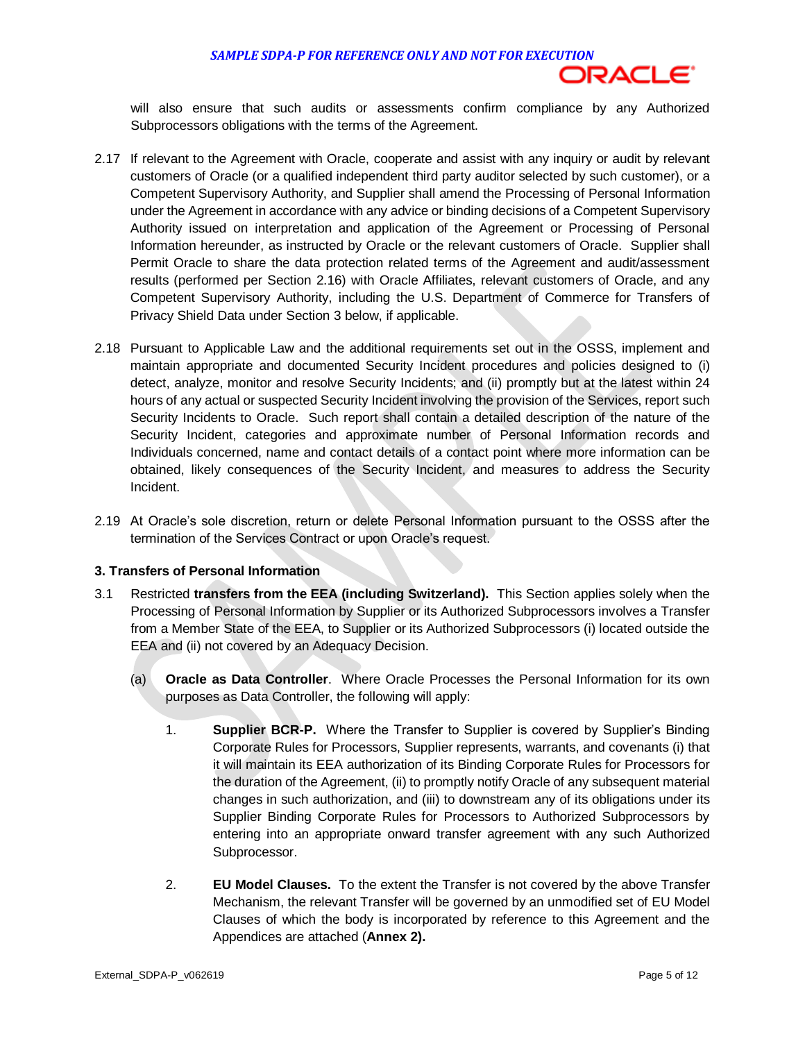will also ensure that such audits or assessments confirm compliance by any Authorized Subprocessors obligations with the terms of the Agreement.

2.17 If relevant to the Agreement with Oracle, cooperate and assist with any inquiry or audit by relevant customers of Oracle (or a qualified independent third party auditor selected by such customer), or a Competent Supervisory Authority, and Supplier shall amend the Processing of Personal Information under the Agreement in accordance with any advice or binding decisions of a Competent Supervisory Authority issued on interpretation and application of the Agreement or Processing of Personal Information hereunder, as instructed by Oracle or the relevant customers of Oracle. Supplier shall Permit Oracle to share the data protection related terms of the Agreement and audit/assessment results (performed per Section 2.16) with Oracle Affiliates, relevant customers of Oracle, and any Competent Supervisory Authority, including the U.S. Department of Commerce for Transfers of Privacy Shield Data under Section 3 below, if applicable.

2.18 Pursuant to Applicable Law and the additional requirements set out in the OSSS, implement and maintain appropriate and documented Security Incident procedures and policies designed to (i) detect, analyze, monitor and resolve Security Incidents; and (ii) promptly but at the latest within 24 hours of any actual or suspected Security Incident involving the provision of the Services, report such Security Incidents to Oracle. Such report shall contain a detailed description of the nature of the Security Incident, categories and approximate number of Personal Information records and Individuals concerned, name and contact details of a contact point where more information can be obtained, likely consequences of the Security Incident, and measures to address the Security Incident.

2.19 At Oracle's sole discretion, return or delete Personal Information pursuant to the OSSS after the termination of the Services Contract or upon Oracle's request.

**3. Transfers of Personal Information**

3.1 Restricted **transfers from the EEA (including Switzerland).** This Section applies solely when the Processing of Personal Information by Supplier or its Authorized Subprocessors involves a Transfer from a Member State of the EEA, to Supplier or its Authorized Subprocessors (i) located outside the EEA and (ii) not covered by an Adequacy Decision.

(a) **Oracle as Data Controller**. Where Oracle Processes the Personal Information for its own purposes as Data Controller, the following will apply:

1. **Supplier BCR-P.** Where the Transfer to Supplier is covered by Supplier's Binding Corporate Rules for Processors, Supplier represents, warrants, and covenants (i) that it will maintain its EEA authorization of its Binding Corporate Rules for Processors for the duration of the Agreement, (ii) to promptly notify Oracle of any subsequent material changes in such authorization, and (iii) to downstream any of its obligations under its Supplier Binding Corporate Rules for Processors to Authorized Subprocessors by entering into an appropriate onward transfer agreement with any such Authorized Subprocessor.

2. **EU Model Clauses.** To the extent the Transfer is not covered by the above Transfer Mechanism, the relevant Transfer will be governed by an unmodified set of EU Model Clauses of which the body is incorporated by reference to this Agreement and the Appendices are attached (**Annex 2).**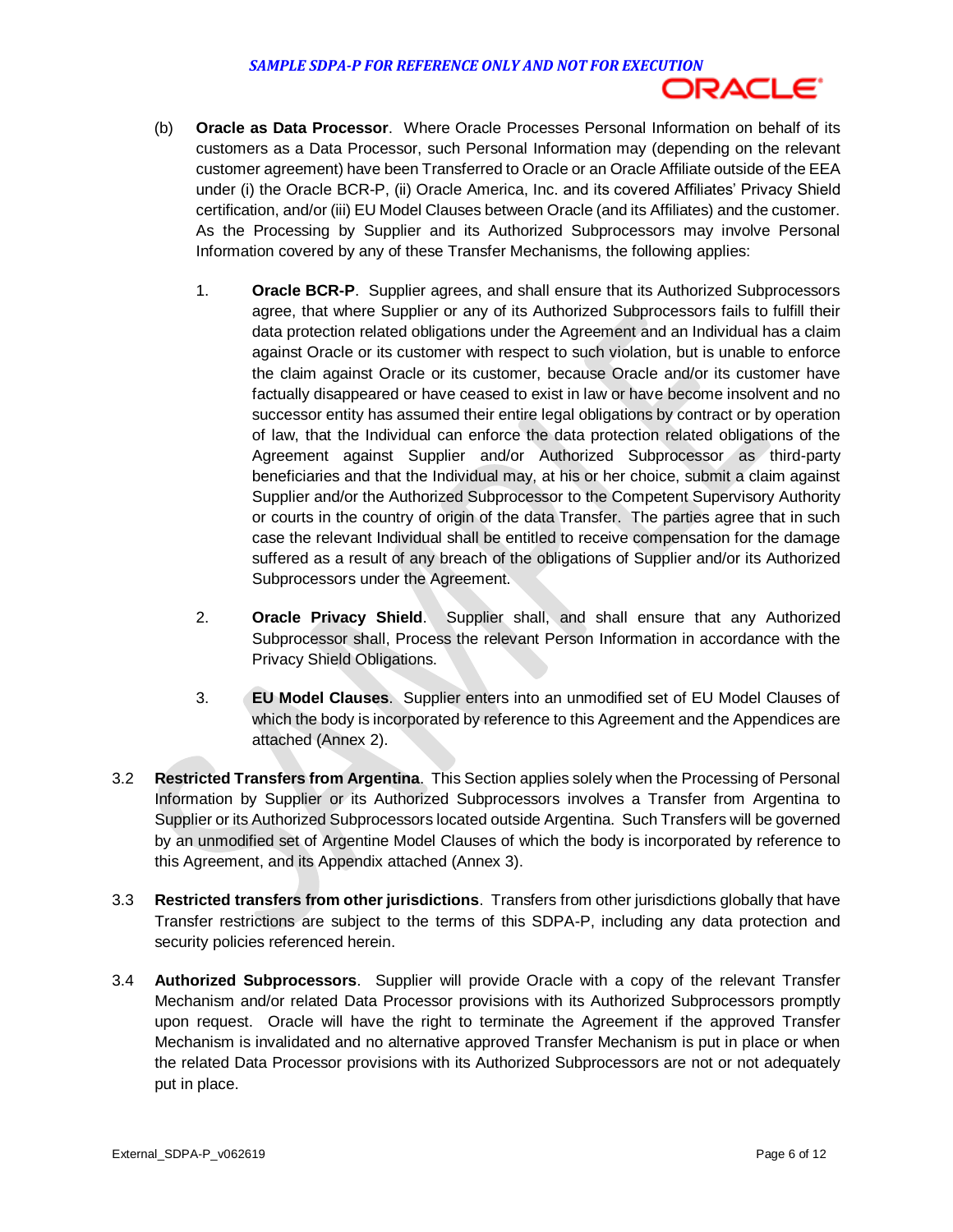(b) **Oracle as Data Processor**. Where Oracle Processes Personal Information on behalf of its customers as a Data Processor, such Personal Information may (depending on the relevant customer agreement) have been Transferred to Oracle or an Oracle Affiliate outside of the EEA under (i) the Oracle BCR-P, (ii) Oracle America, Inc. and its covered Affiliates' Privacy Shield certification, and/or (iii) EU Model Clauses between Oracle (and its Affiliates) and the customer. As the Processing by Supplier and its Authorized Subprocessors may involve Personal Information covered by any of these Transfer Mechanisms, the following applies:

1. **Oracle BCR-P**. Supplier agrees, and shall ensure that its Authorized Subprocessors agree, that where Supplier or any of its Authorized Subprocessors fails to fulfill their data protection related obligations under the Agreement and an Individual has a claim against Oracle or its customer with respect to such violation, but is unable to enforce the claim against Oracle or its customer, because Oracle and/or its customer have factually disappeared or have ceased to exist in law or have become insolvent and no successor entity has assumed their entire legal obligations by contract or by operation of law, that the Individual can enforce the data protection related obligations of the Agreement against Supplier and/or Authorized Subprocessor as third-party beneficiaries and that the Individual may, at his or her choice, submit a claim against Supplier and/or the Authorized Subprocessor to the Competent Supervisory Authority or courts in the country of origin of the data Transfer. The parties agree that in such case the relevant Individual shall be entitled to receive compensation for the damage suffered as a result of any breach of the obligations of Supplier and/or its Authorized Subprocessors under the Agreement.

2. **Oracle Privacy Shield**. Supplier shall, and shall ensure that any Authorized Subprocessor shall, Process the relevant Person Information in accordance with the Privacy Shield Obligations.

3. **EU Model Clauses**. Supplier enters into an unmodified set of EU Model Clauses of which the body is incorporated by reference to this Agreement and the Appendices are attached (Annex 2).

3.2 **Restricted Transfers from Argentina**. This Section applies solely when the Processing of Personal Information by Supplier or its Authorized Subprocessors involves a Transfer from Argentina to Supplier or its Authorized Subprocessors located outside Argentina. Such Transfers will be governed by an unmodified set of Argentine Model Clauses of which the body is incorporated by reference to this Agreement, and its Appendix attached (Annex 3).

3.3 **Restricted transfers from other jurisdictions**. Transfers from other jurisdictions globally that have Transfer restrictions are subject to the terms of this SDPA-P, including any data protection and security policies referenced herein.

3.4 **Authorized Subprocessors**. Supplier will provide Oracle with a copy of the relevant Transfer Mechanism and/or related Data Processor provisions with its Authorized Subprocessors promptly upon request. Oracle will have the right to terminate the Agreement if the approved Transfer Mechanism is invalidated and no alternative approved Transfer Mechanism is put in place or when the related Data Processor provisions with its Authorized Subprocessors are not or not adequately put in place.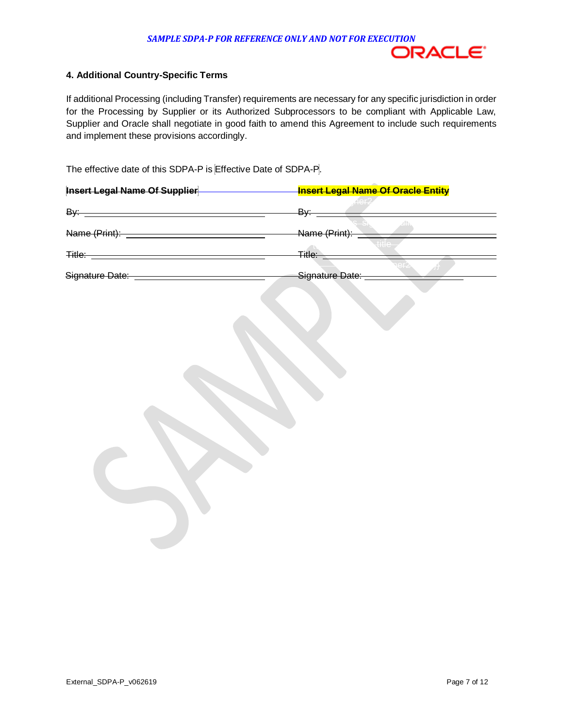## 4. Additional Country-Specific Terms

If additional Processing (including Transfer) requirements are necessary for any specific jurisdiction in order for the Processing by Supplier or its Authorized Subprocessors to be compliant with Applicable Law, Supplier and Oracle shall negotiate in good faith to amend this Agreement to include such requirements and implement these provisions accordingly.

The effective date of this SDPA-P is Effective Date of SDPA-P.

| **Insert Legal Name Of Supplier** | **Insert Legal Name Of Oracle Entity** |
|---|---|
| By: ______________________ | By: ______________________ |
| Name (Print): ______________________ | Name (Print): ______________________ |
| Title: ______________________ | Title: ______________________ |
| Signature Date: ______________________ | Signature Date: ______________________ |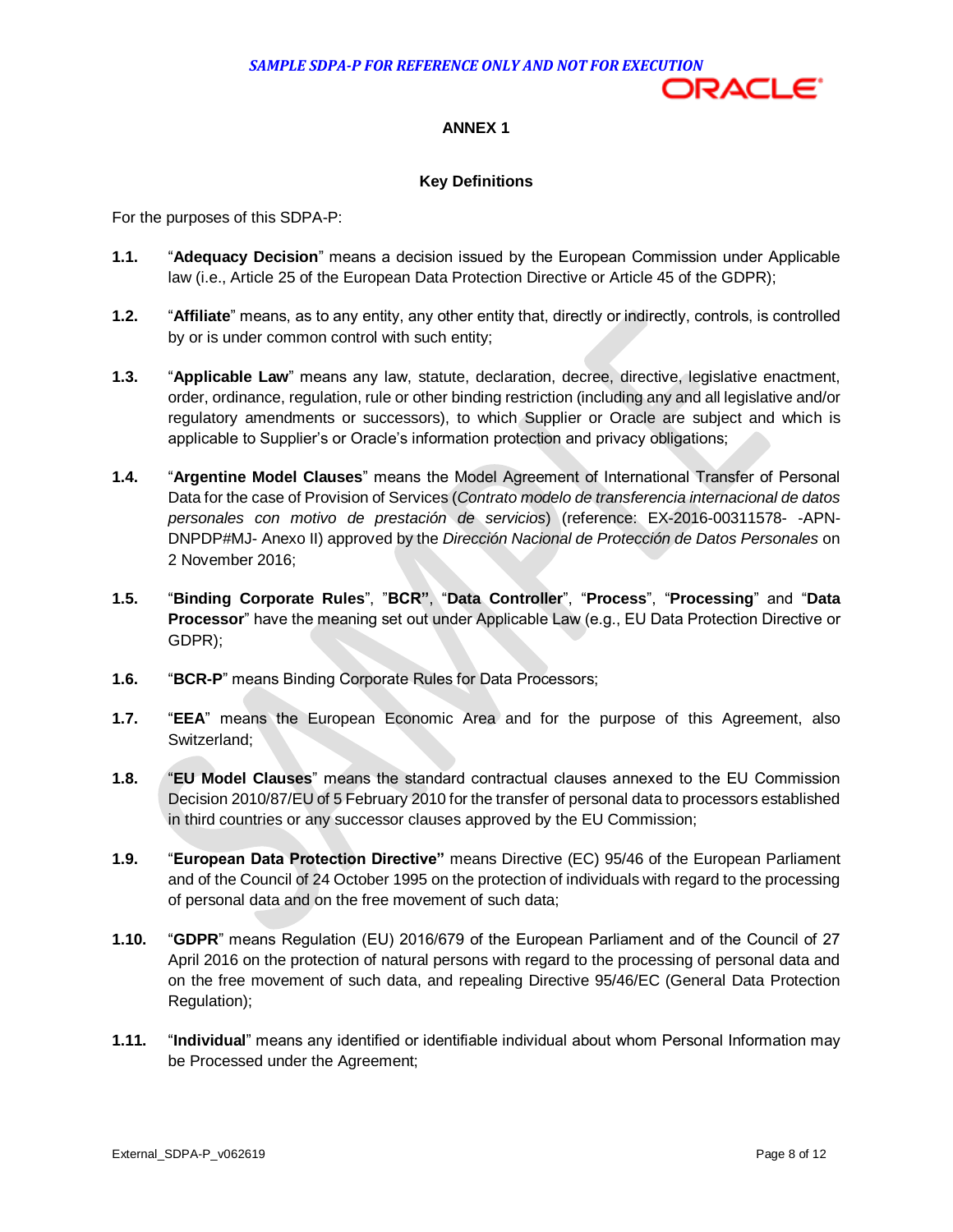# ANNEX 1

## Key Definitions

For the purposes of this SDPA-P:

**1.1.** "**Adequacy Decision**" means a decision issued by the European Commission under Applicable law (i.e., Article 25 of the European Data Protection Directive or Article 45 of the GDPR);

**1.2.** "**Affiliate**" means, as to any entity, any other entity that, directly or indirectly, controls, is controlled by or is under common control with such entity;

**1.3.** "**Applicable Law**" means any law, statute, declaration, decree, directive, legislative enactment, order, ordinance, regulation, rule or other binding restriction (including any and all legislative and/or regulatory amendments or successors), to which Supplier or Oracle are subject and which is applicable to Supplier's or Oracle's information protection and privacy obligations;

**1.4.** "**Argentine Model Clauses**" means the Model Agreement of International Transfer of Personal Data for the case of Provision of Services (*Contrato modelo de transferencia internacional de datos personales con motivo de prestación de servicios*) (reference: EX-2016-00311578- -APN-DNPDP#MJ- Anexo II) approved by the *Dirección Nacional de Protección de Datos Personales* on 2 November 2016;

**1.5.** "**Binding Corporate Rules**", "**BCR**", "**Data Controller**", "**Process**", "**Processing**" and "**Data Processor**" have the meaning set out under Applicable Law (e.g., EU Data Protection Directive or GDPR);

**1.6.** "**BCR-P**" means Binding Corporate Rules for Data Processors;

**1.7.** "**EEA**" means the European Economic Area and for the purpose of this Agreement, also Switzerland;

**1.8.** "**EU Model Clauses**" means the standard contractual clauses annexed to the EU Commission Decision 2010/87/EU of 5 February 2010 for the transfer of personal data to processors established in third countries or any successor clauses approved by the EU Commission;

**1.9.** "**European Data Protection Directive**" means Directive (EC) 95/46 of the European Parliament and of the Council of 24 October 1995 on the protection of individuals with regard to the processing of personal data and on the free movement of such data;

**1.10.** "**GDPR**" means Regulation (EU) 2016/679 of the European Parliament and of the Council of 27 April 2016 on the protection of natural persons with regard to the processing of personal data and on the free movement of such data, and repealing Directive 95/46/EC (General Data Protection Regulation);

**1.11.** "**Individual**" means any identified or identifiable individual about whom Personal Information may be Processed under the Agreement;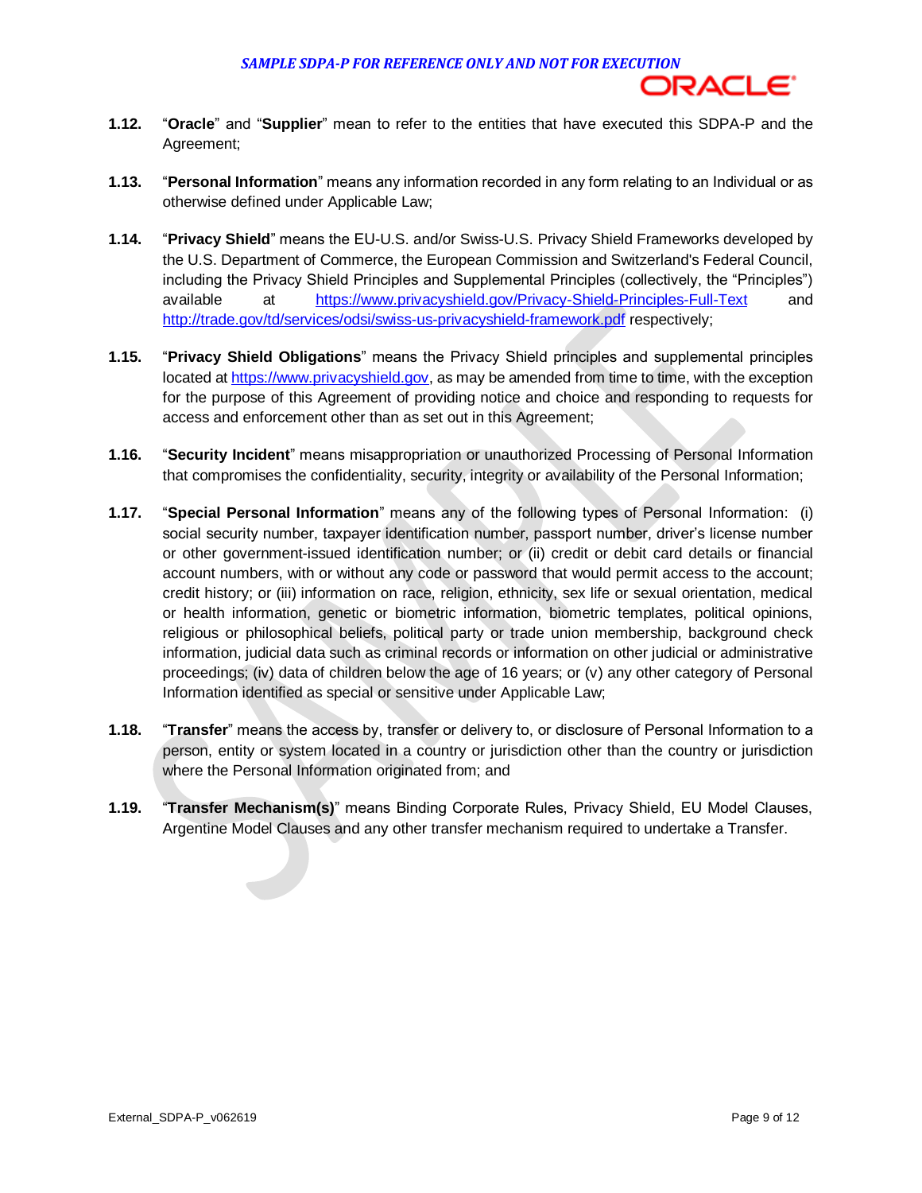**1.12.** "**Oracle**" and "**Supplier**" mean to refer to the entities that have executed this SDPA-P and the Agreement;

**1.13.** "**Personal Information**" means any information recorded in any form relating to an Individual or as otherwise defined under Applicable Law;

**1.14.** "**Privacy Shield**" means the EU-U.S. and/or Swiss-U.S. Privacy Shield Frameworks developed by the U.S. Department of Commerce, the European Commission and Switzerland's Federal Council, including the Privacy Shield Principles and Supplemental Principles (collectively, the "Principles") available at https://www.privacyshield.gov/Privacy-Shield-Principles-Full-Text and http://trade.gov/td/services/odsi/swiss-us-privacyshield-framework.pdf respectively;

**1.15.** "**Privacy Shield Obligations**" means the Privacy Shield principles and supplemental principles located at https://www.privacyshield.gov, as may be amended from time to time, with the exception for the purpose of this Agreement of providing notice and choice and responding to requests for access and enforcement other than as set out in this Agreement;

**1.16.** "**Security Incident**" means misappropriation or unauthorized Processing of Personal Information that compromises the confidentiality, security, integrity or availability of the Personal Information;

**1.17.** "**Special Personal Information**" means any of the following types of Personal Information: (i) social security number, taxpayer identification number, passport number, driver's license number or other government-issued identification number; or (ii) credit or debit card details or financial account numbers, with or without any code or password that would permit access to the account; credit history; or (iii) information on race, religion, ethnicity, sex life or sexual orientation, medical or health information, genetic or biometric information, biometric templates, political opinions, religious or philosophical beliefs, political party or trade union membership, background check information, judicial data such as criminal records or information on other judicial or administrative proceedings; (iv) data of children below the age of 16 years; or (v) any other category of Personal Information identified as special or sensitive under Applicable Law;

**1.18.** "**Transfer**" means the access by, transfer or delivery to, or disclosure of Personal Information to a person, entity or system located in a country or jurisdiction other than the country or jurisdiction where the Personal Information originated from; and

**1.19.** "**Transfer Mechanism(s)**" means Binding Corporate Rules, Privacy Shield, EU Model Clauses, Argentine Model Clauses and any other transfer mechanism required to undertake a Transfer.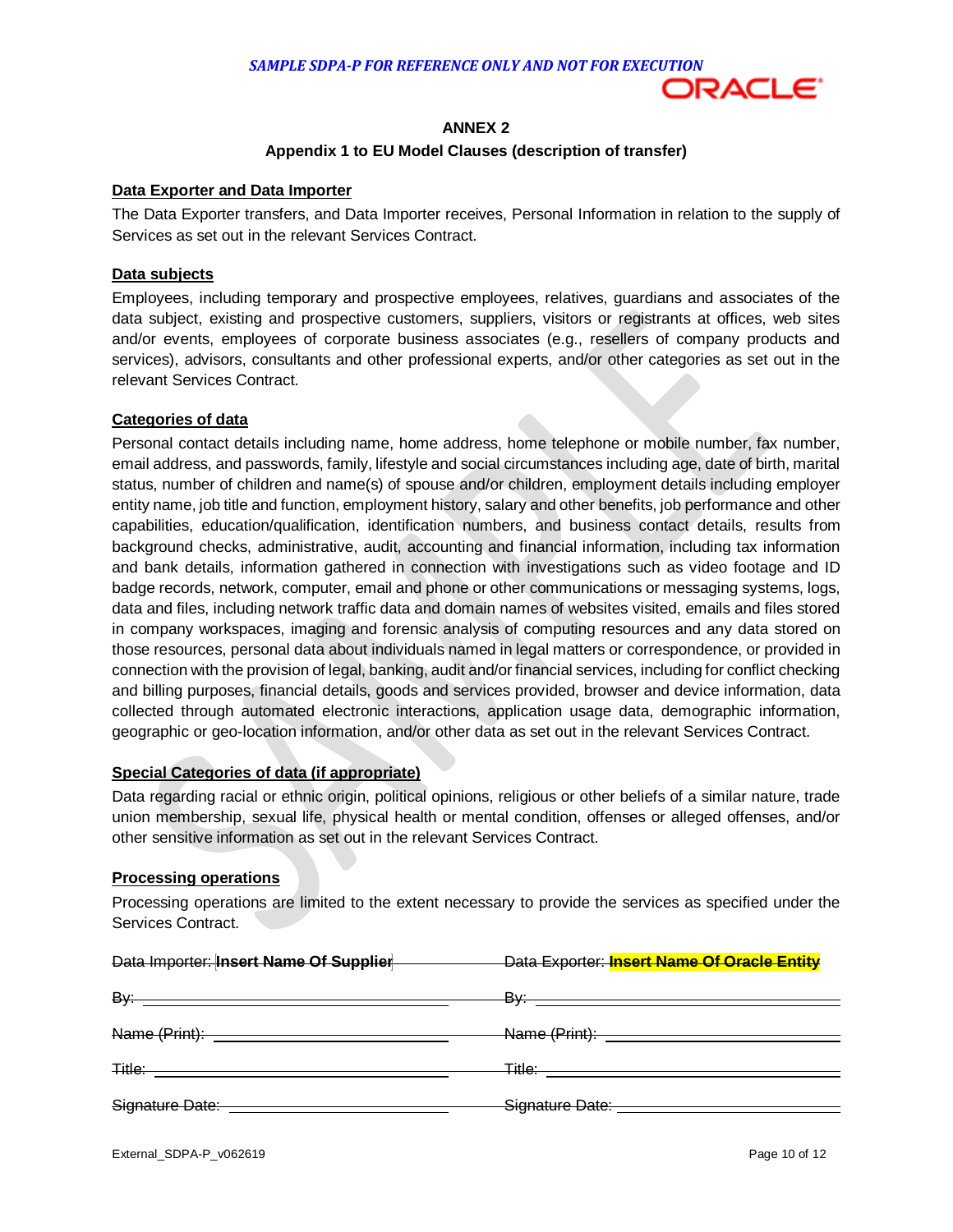## ANNEX 2

### Appendix 1 to EU Model Clauses (description of transfer)

**Data Exporter and Data Importer**

The Data Exporter transfers, and Data Importer receives, Personal Information in relation to the supply of Services as set out in the relevant Services Contract.

**Data subjects**

Employees, including temporary and prospective employees, relatives, guardians and associates of the data subject, existing and prospective customers, suppliers, visitors or registrants at offices, web sites and/or events, employees of corporate business associates (e.g., resellers of company products and services), advisors, consultants and other professional experts, and/or other categories as set out in the relevant Services Contract.

**Categories of data**

Personal contact details including name, home address, home telephone or mobile number, fax number, email address, and passwords, family, lifestyle and social circumstances including age, date of birth, marital status, number of children and name(s) of spouse and/or children, employment details including employer entity name, job title and function, employment history, salary and other benefits, job performance and other capabilities, education/qualification, identification numbers, and business contact details, results from background checks, administrative, audit, accounting and financial information, including tax information and bank details, information gathered in connection with investigations such as video footage and ID badge records, network, computer, email and phone or other communications or messaging systems, logs, data and files, including network traffic data and domain names of websites visited, emails and files stored in company workspaces, imaging and forensic analysis of computing resources and any data stored on those resources, personal data about individuals named in legal matters or correspondence, or provided in connection with the provision of legal, banking, audit and/or financial services, including for conflict checking and billing purposes, financial details, goods and services provided, browser and device information, data collected through automated electronic interactions, application usage data, demographic information, geographic or geo-location information, and/or other data as set out in the relevant Services Contract.

**Special Categories of data (if appropriate)**

Data regarding racial or ethnic origin, political opinions, religious or other beliefs of a similar nature, trade union membership, sexual life, physical health or mental condition, offenses or alleged offenses, and/or other sensitive information as set out in the relevant Services Contract.

**Processing operations**

Processing operations are limited to the extent necessary to provide the services as specified under the Services Contract.

| ~~Data Importer: **Insert Name Of Supplier**~~ | ~~Data Exporter: **Insert Name Of Oracle Entity**~~ |
|---|---|
| ~~By:~~ ______________________ | ~~By:~~ ______________________ |
| ~~Name (Print):~~ ______________________ | ~~Name (Print):~~ ______________________ |
| ~~Title:~~ ______________________ | ~~Title:~~ ______________________ |
| ~~Signature Date:~~ ______________________ | ~~Signature Date:~~ ______________________ |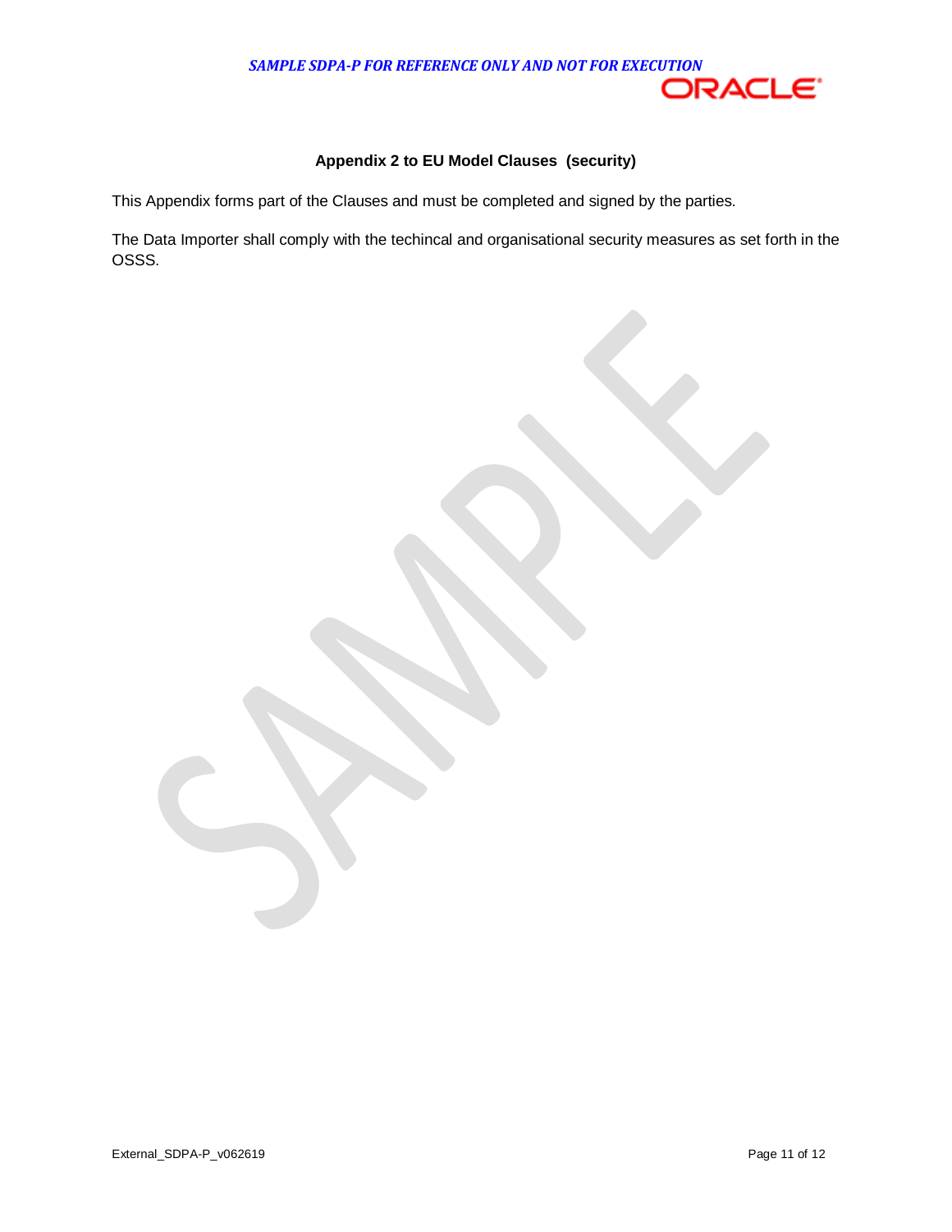## Appendix 2 to EU Model Clauses (security)

This Appendix forms part of the Clauses and must be completed and signed by the parties.

The Data Importer shall comply with the techincal and organisational security measures as set forth in the OSSS.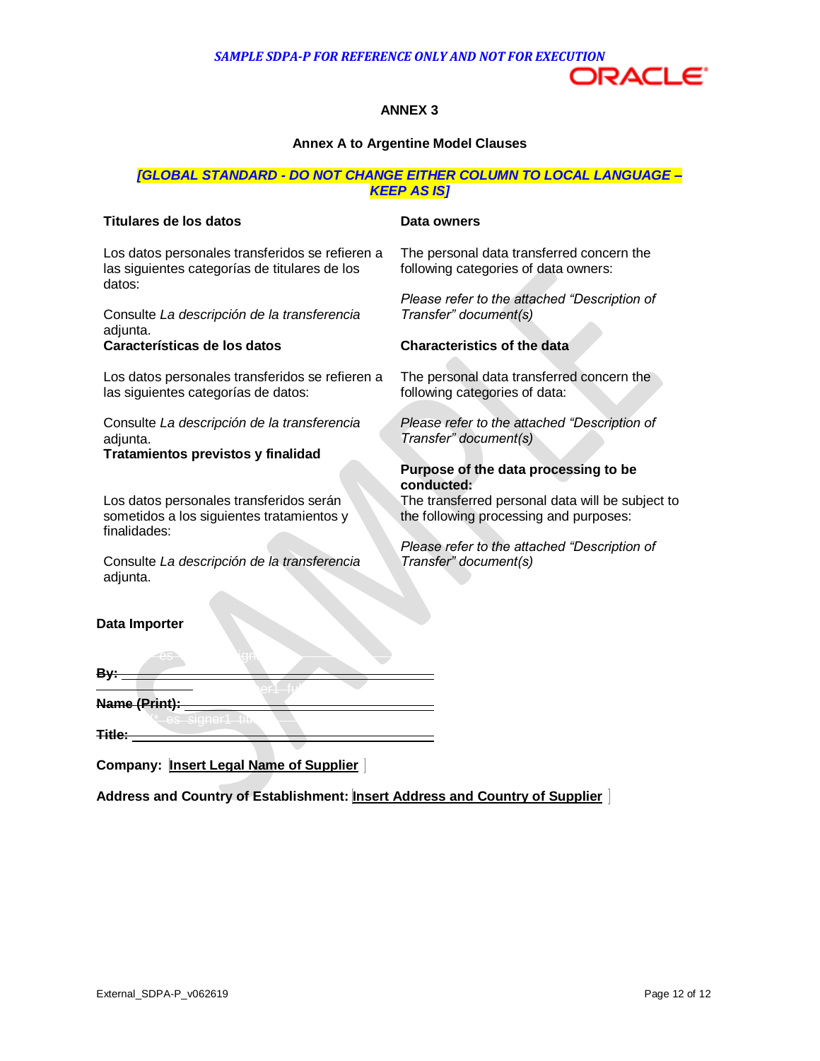*SAMPLE SDPA-P FOR REFERENCE ONLY AND NOT FOR EXECUTION*

## ANNEX 3

### Annex A to Argentine Model Clauses

***[GLOBAL STANDARD - DO NOT CHANGE EITHER COLUMN TO LOCAL LANGUAGE – KEEP AS IS]***

| | |
|---|---|
| **Titulares de los datos** | **Data owners** |
| Los datos personales transferidos se refieren a las siguientes categorías de titulares de los datos: | The personal data transferred concern the following categories of data owners: |
| Consulte *La descripción de la transferencia* adjunta. | *Please refer to the attached "Description of Transfer" document(s)* |
| **Características de los datos** | **Characteristics of the data** |
| Los datos personales transferidos se refieren a las siguientes categorías de datos: | The personal data transferred concern the following categories of data: |
| Consulte *La descripción de la transferencia* adjunta. | *Please refer to the attached "Description of Transfer" document(s)* |
| **Tratamientos previstos y finalidad** | **Purpose of the data processing to be conducted:** |
| Los datos personales transferidos serán sometidos a los siguientes tratamientos y finalidades: | The transferred personal data will be subject to the following processing and purposes: |
| Consulte *La descripción de la transferencia* adjunta. | *Please refer to the attached "Description of Transfer" document(s)* |

**Data Importer**

**By:** ______________________________

**Name (Print):** ______________________________

**Title:** ______________________________

**Company:** **Insert Legal Name of Supplier**

**Address and Country of Establishment:** **Insert Address and Country of Supplier**